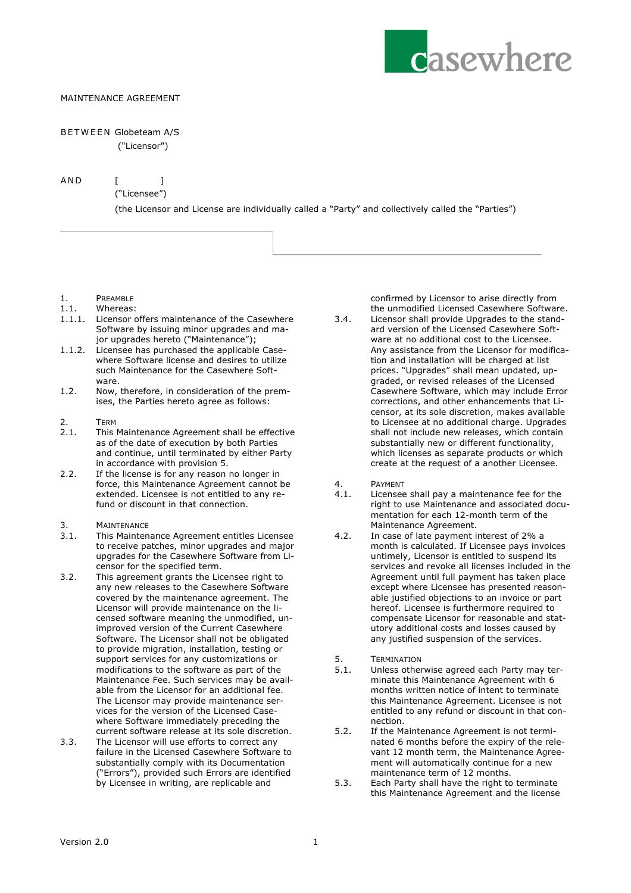MAINTENANCE AGREEMENT

BETWEEN Globeteam A/S
("Licensor")

AND [ ]
("Licensee")

(the Licensor and License are individually called a "Party" and collectively called the "Parties")

1. PREAMBLE

1.1. Whereas:

1.1.1. Licensor offers maintenance of the Casewhere Software by issuing minor upgrades and major upgrades hereto ("Maintenance");

1.1.2. Licensee has purchased the applicable Casewhere Software license and desires to utilize such Maintenance for the Casewhere Software.

1.2. Now, therefore, in consideration of the premises, the Parties hereto agree as follows:

2. TERM

2.1. This Maintenance Agreement shall be effective as of the date of execution by both Parties and continue, until terminated by either Party in accordance with provision 5.

2.2. If the license is for any reason no longer in force, this Maintenance Agreement cannot be extended. Licensee is not entitled to any refund or discount in that connection.

3. MAINTENANCE

3.1. This Maintenance Agreement entitles Licensee to receive patches, minor upgrades and major upgrades for the Casewhere Software from Licensor for the specified term.

3.2. This agreement grants the Licensee right to any new releases to the Casewhere Software covered by the maintenance agreement. The Licensor will provide maintenance on the licensed software meaning the unmodified, unimproved version of the Current Casewhere Software. The Licensor shall not be obligated to provide migration, installation, testing or support services for any customizations or modifications to the software as part of the Maintenance Fee. Such services may be available from the Licensor for an additional fee. The Licensor may provide maintenance services for the version of the Licensed Casewhere Software immediately preceding the current software release at its sole discretion.

3.3. The Licensor will use efforts to correct any failure in the Licensed Casewhere Software to substantially comply with its Documentation ("Errors"), provided such Errors are identified by Licensee in writing, are replicable and confirmed by Licensor to arise directly from the unmodified Licensed Casewhere Software.

3.4. Licensor shall provide Upgrades to the standard version of the Licensed Casewhere Software at no additional cost to the Licensee. Any assistance from the Licensor for modification and installation will be charged at list prices. "Upgrades" shall mean updated, upgraded, or revised releases of the Licensed Casewhere Software, which may include Error corrections, and other enhancements that Licensor, at its sole discretion, makes available to Licensee at no additional charge. Upgrades shall not include new releases, which contain substantially new or different functionality, which licenses as separate products or which create at the request of a another Licensee.

4. PAYMENT

4.1. Licensee shall pay a maintenance fee for the right to use Maintenance and associated documentation for each 12-month term of the Maintenance Agreement.

4.2. In case of late payment interest of 2% a month is calculated. If Licensee pays invoices untimely, Licensor is entitled to suspend its services and revoke all licenses included in the Agreement until full payment has taken place except where Licensee has presented reasonable justified objections to an invoice or part hereof. Licensee is furthermore required to compensate Licensor for reasonable and statutory additional costs and losses caused by any justified suspension of the services.

5. TERMINATION

5.1. Unless otherwise agreed each Party may terminate this Maintenance Agreement with 6 months written notice of intent to terminate this Maintenance Agreement. Licensee is not entitled to any refund or discount in that connection.

5.2. If the Maintenance Agreement is not terminated 6 months before the expiry of the relevant 12 month term, the Maintenance Agreement will automatically continue for a new maintenance term of 12 months.

5.3. Each Party shall have the right to terminate this Maintenance Agreement and the license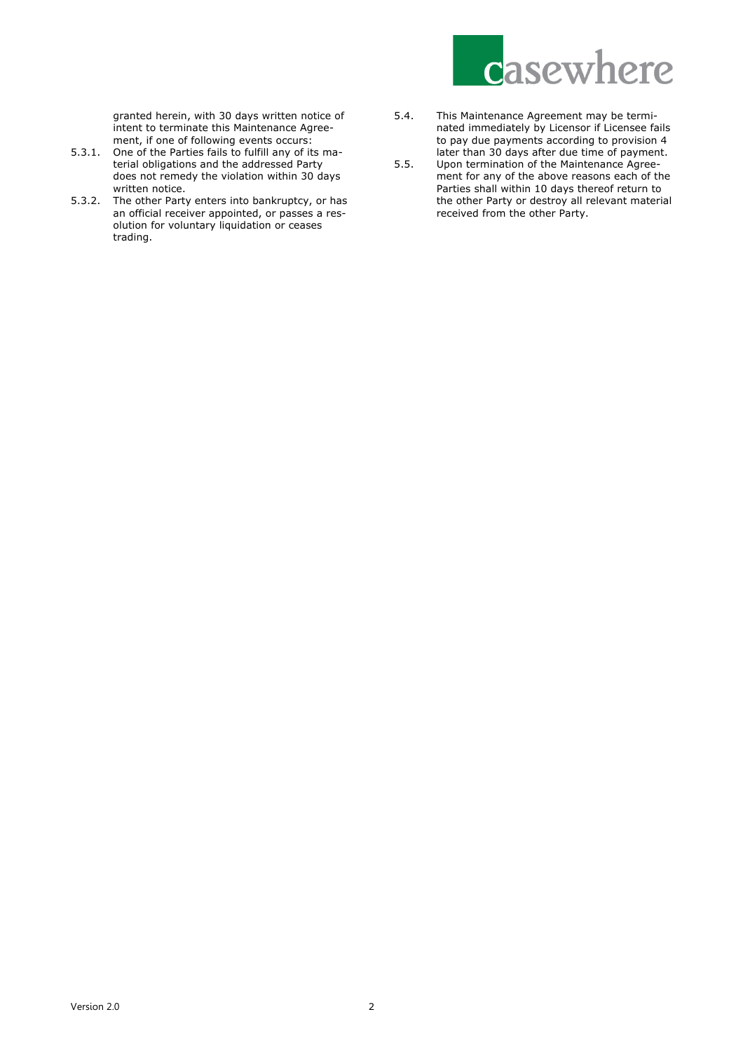granted herein, with 30 days written notice of intent to terminate this Maintenance Agreement, if one of following events occurs:

5.3.1. One of the Parties fails to fulfill any of its material obligations and the addressed Party does not remedy the violation within 30 days written notice.

5.3.2. The other Party enters into bankruptcy, or has an official receiver appointed, or passes a resolution for voluntary liquidation or ceases trading.

5.4. This Maintenance Agreement may be terminated immediately by Licensor if Licensee fails to pay due payments according to provision 4 later than 30 days after due time of payment.

5.5. Upon termination of the Maintenance Agreement for any of the above reasons each of the Parties shall within 10 days thereof return to the other Party or destroy all relevant material received from the other Party.